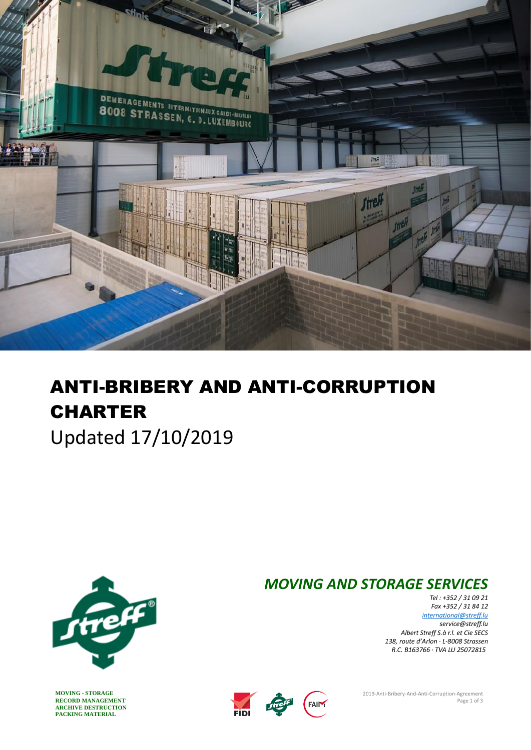# ANTI-BRIBERY AND ANTI-CORRUPTION CHARTER

Updated 17/10/2019

## *MOVING AND STORAGE SERVICES*

*Tel : +352 / 31 09 21*
*Fax +352 / 31 84 12*
*international@streff.lu*
*service@streff.lu*
*Albert Streff S.à r.l. et Cie SECS*
*138, route d'Arlon · L-8008 Strassen*
*R.C. B163766 · TVA LU 25072815*

**MOVING - STORAGE**
**RECORD MANAGEMENT**
**ARCHIVE DESTRUCTION**
**PACKING MATERIAL**

2019-Anti-Bribery-And-Anti-Corruption-Agreement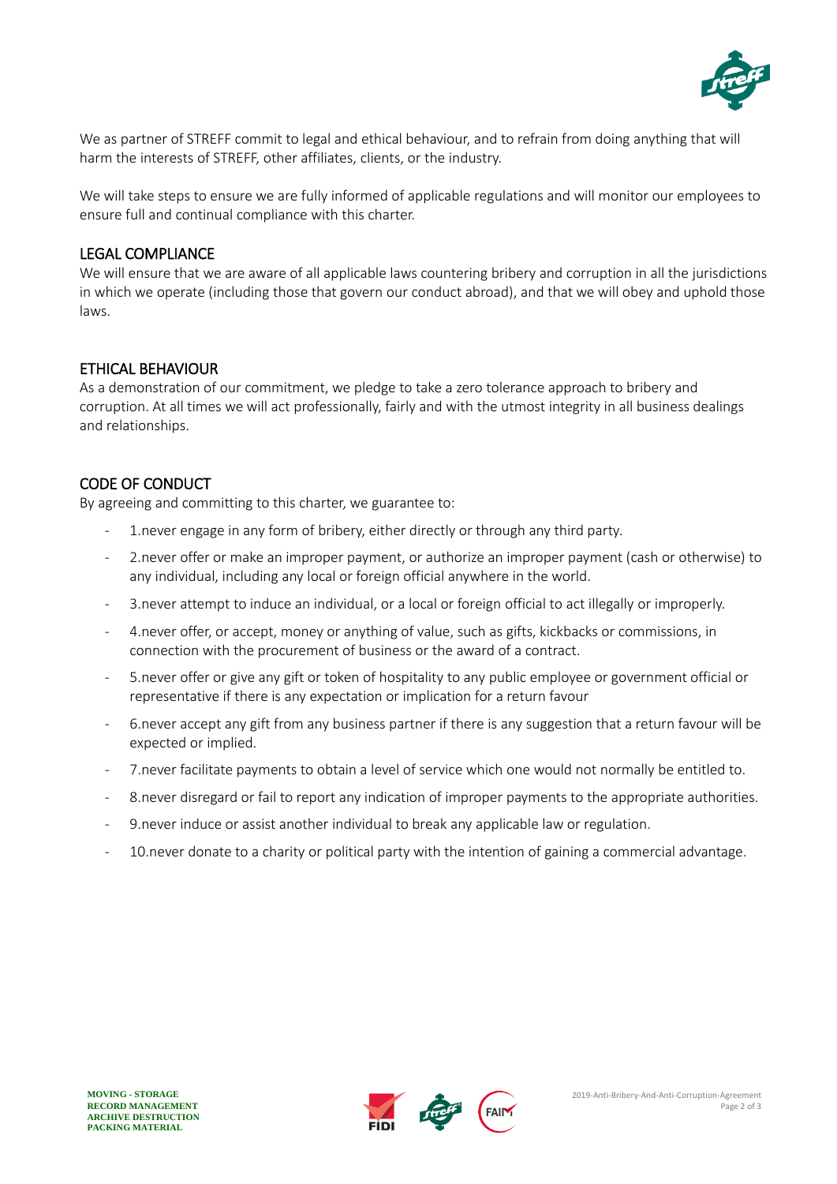We as partner of STREFF commit to legal and ethical behaviour, and to refrain from doing anything that will harm the interests of STREFF, other affiliates, clients, or the industry.

We will take steps to ensure we are fully informed of applicable regulations and will monitor our employees to ensure full and continual compliance with this charter.

## LEGAL COMPLIANCE

We will ensure that we are aware of all applicable laws countering bribery and corruption in all the jurisdictions in which we operate (including those that govern our conduct abroad), and that we will obey and uphold those laws.

## ETHICAL BEHAVIOUR

As a demonstration of our commitment, we pledge to take a zero tolerance approach to bribery and corruption. At all times we will act professionally, fairly and with the utmost integrity in all business dealings and relationships.

## CODE OF CONDUCT

By agreeing and committing to this charter, we guarantee to:

- 1.never engage in any form of bribery, either directly or through any third party.
- 2.never offer or make an improper payment, or authorize an improper payment (cash or otherwise) to any individual, including any local or foreign official anywhere in the world.
- 3.never attempt to induce an individual, or a local or foreign official to act illegally or improperly.
- 4.never offer, or accept, money or anything of value, such as gifts, kickbacks or commissions, in connection with the procurement of business or the award of a contract.
- 5.never offer or give any gift or token of hospitality to any public employee or government official or representative if there is any expectation or implication for a return favour
- 6.never accept any gift from any business partner if there is any suggestion that a return favour will be expected or implied.
- 7.never facilitate payments to obtain a level of service which one would not normally be entitled to.
- 8.never disregard or fail to report any indication of improper payments to the appropriate authorities.
- 9.never induce or assist another individual to break any applicable law or regulation.
- 10.never donate to a charity or political party with the intention of gaining a commercial advantage.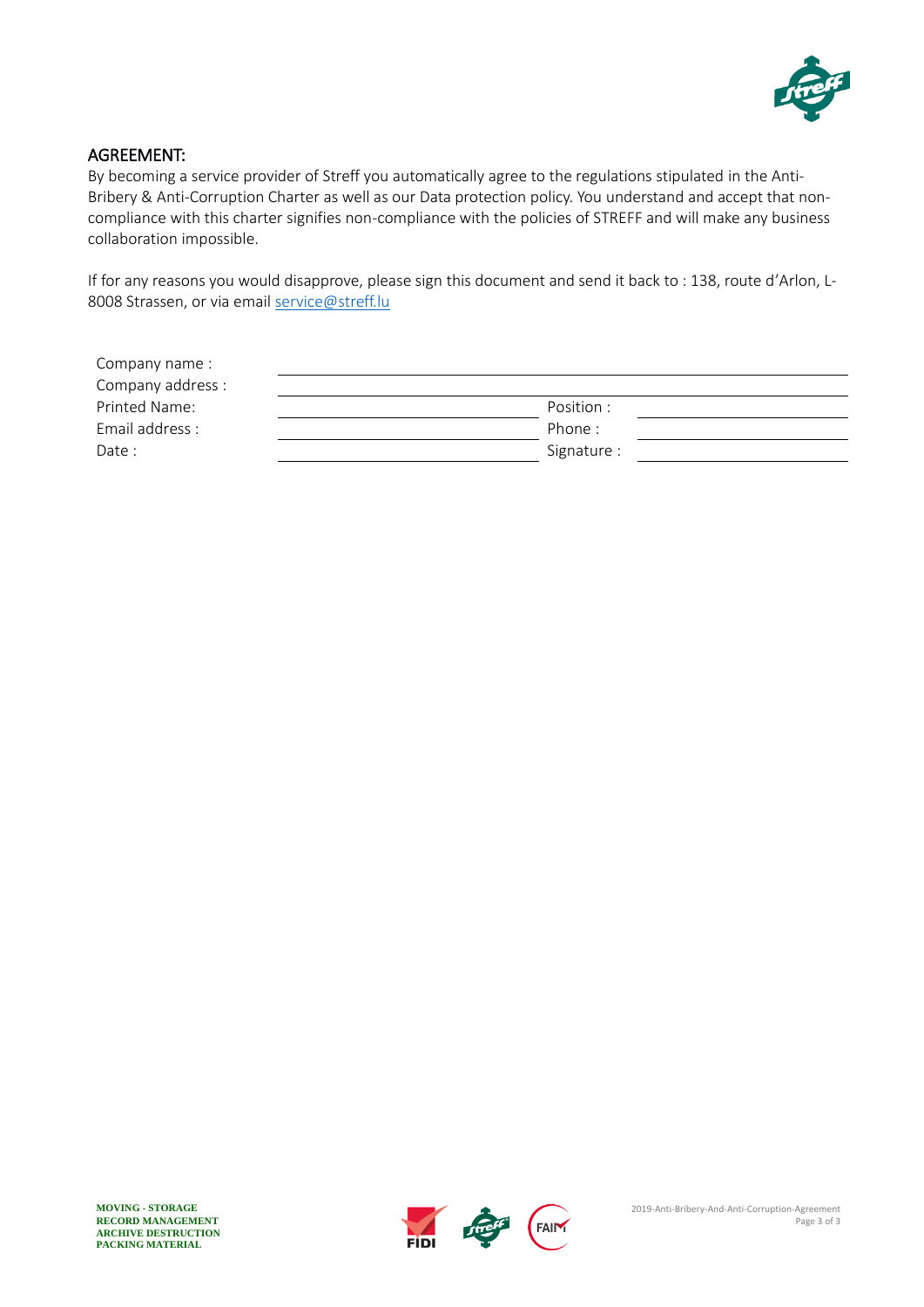## AGREEMENT:

By becoming a service provider of Streff you automatically agree to the regulations stipulated in the Anti-Bribery & Anti-Corruption Charter as well as our Data protection policy. You understand and accept that non-compliance with this charter signifies non-compliance with the policies of STREFF and will make any business collaboration impossible.

If for any reasons you would disapprove, please sign this document and send it back to : 138, route d'Arlon, L-8008 Strassen, or via email service@streff.lu

| | | | |
|---|---|---|---|
| Company name : | | | |
| Company address : | | | |
| Printed Name: | | Position : | |
| Email address : | | Phone : | |
| Date : | | Signature : | |

**MOVING - STORAGE**
**RECORD MANAGEMENT**
**ARCHIVE DESTRUCTION**
**PACKING MATERIAL**

FIDI FAIM

2019-Anti-Bribery-And-Anti-Corruption-Agreement